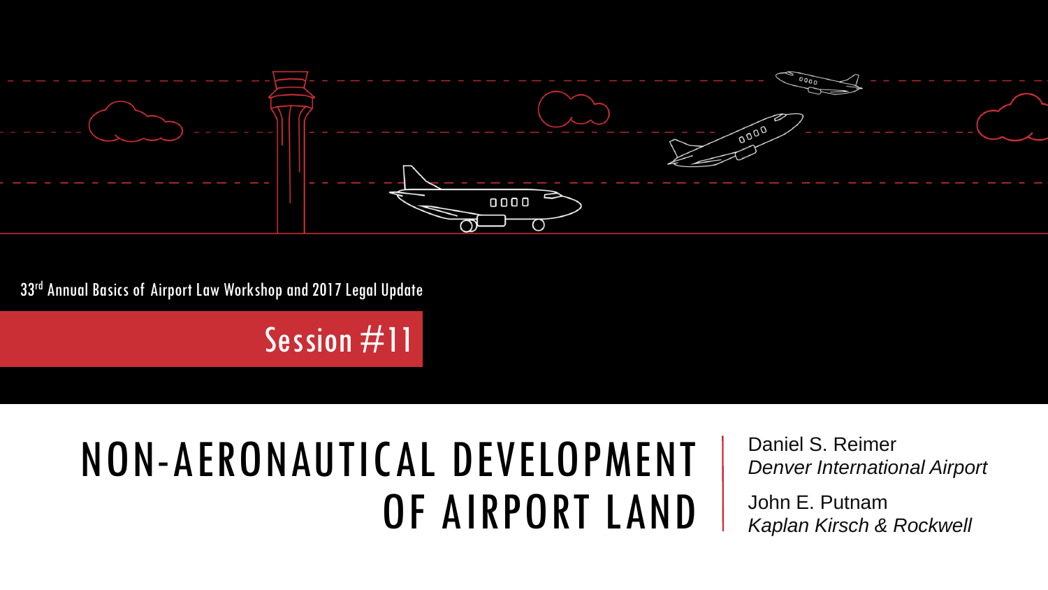33rd Annual Basics of Airport Law Workshop and 2017 Legal Update

Session #11

# NON-AERONAUTICAL DEVELOPMENT OF AIRPORT LAND

Daniel S. Reimer
*Denver International Airport*

John E. Putnam
*Kaplan Kirsch & Rockwell*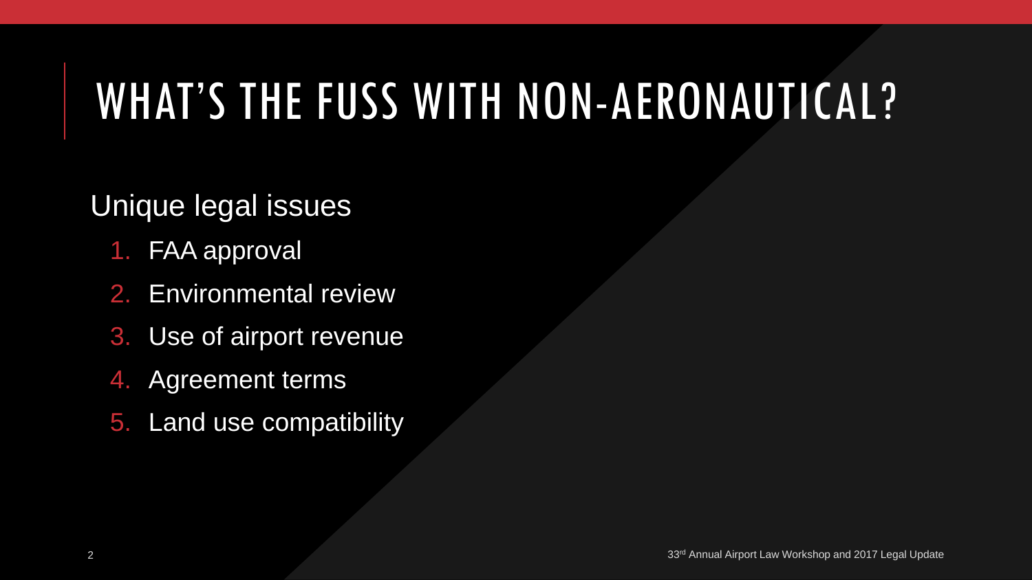# WHAT'S THE FUSS WITH NON-AERONAUTICAL?

Unique legal issues

1. FAA approval
2. Environmental review
3. Use of airport revenue
4. Agreement terms
5. Land use compatibility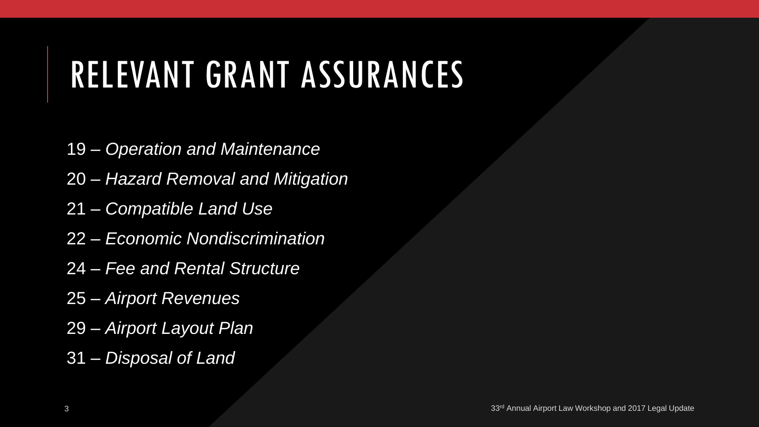# RELEVANT GRANT ASSURANCES

19 – *Operation and Maintenance*

20 – *Hazard Removal and Mitigation*

21 – *Compatible Land Use*

22 – *Economic Nondiscrimination*

24 – *Fee and Rental Structure*

25 – *Airport Revenues*

29 – *Airport Layout Plan*

31 – *Disposal of Land*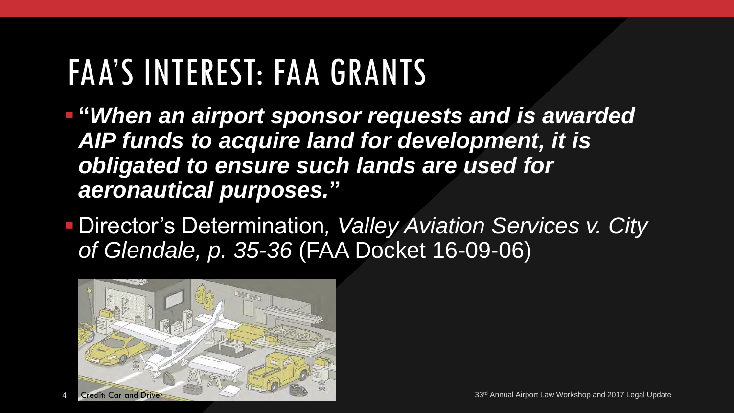# FAA'S INTEREST: FAA GRANTS

- ***"When an airport sponsor requests and is awarded AIP funds to acquire land for development, it is obligated to ensure such lands are used for aeronautical purposes."***
- Director's Determination, *Valley Aviation Services v. City of Glendale, p. 35-36* (FAA Docket 16-09-06)

Credit: Car and Driver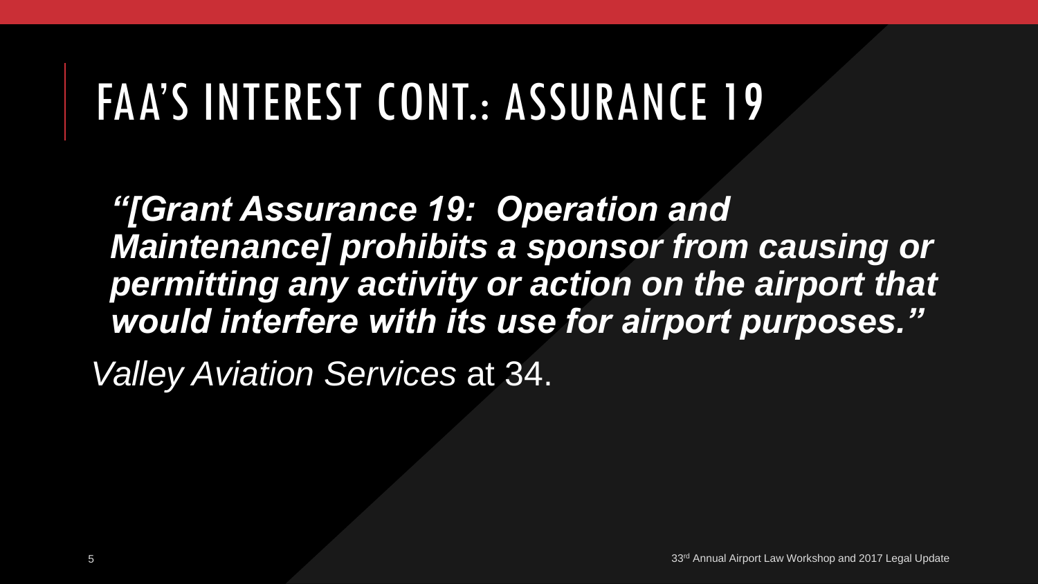# FAA'S INTEREST CONT.: ASSURANCE 19

***"[Grant Assurance 19: Operation and Maintenance] prohibits a sponsor from causing or permitting any activity or action on the airport that would interfere with its use for airport purposes."***

*Valley Aviation Services* at 34.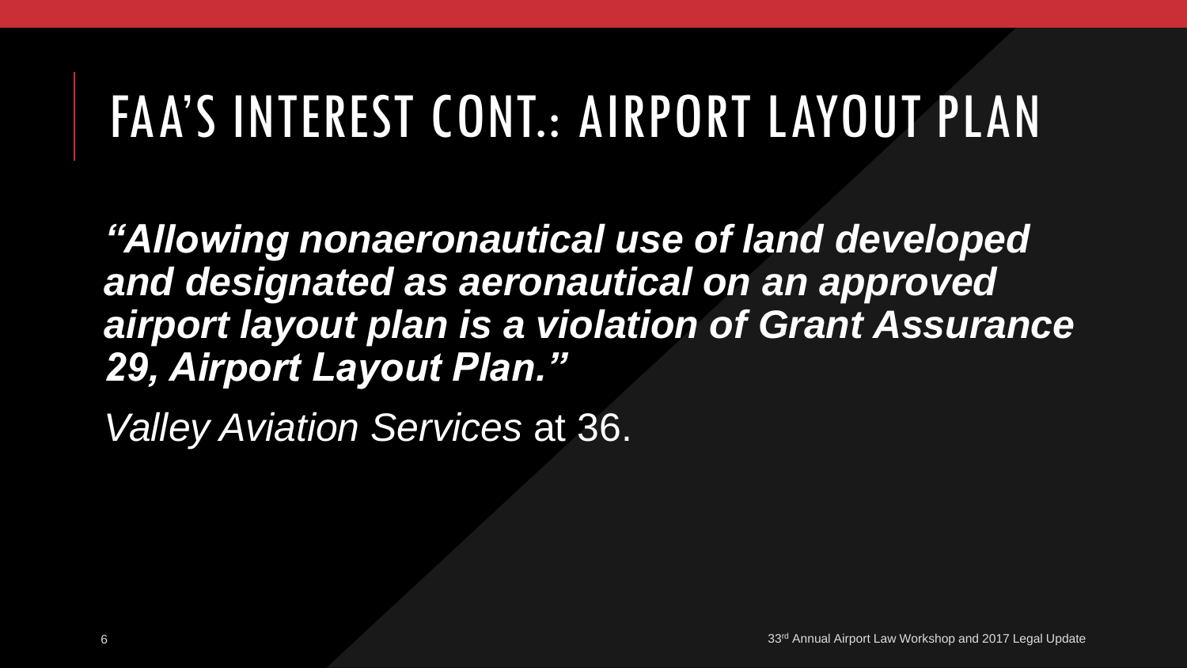# FAA'S INTEREST CONT.: AIRPORT LAYOUT PLAN

***"Allowing nonaeronautical use of land developed and designated as aeronautical on an approved airport layout plan is a violation of Grant Assurance 29, Airport Layout Plan."***

*Valley Aviation Services* at 36.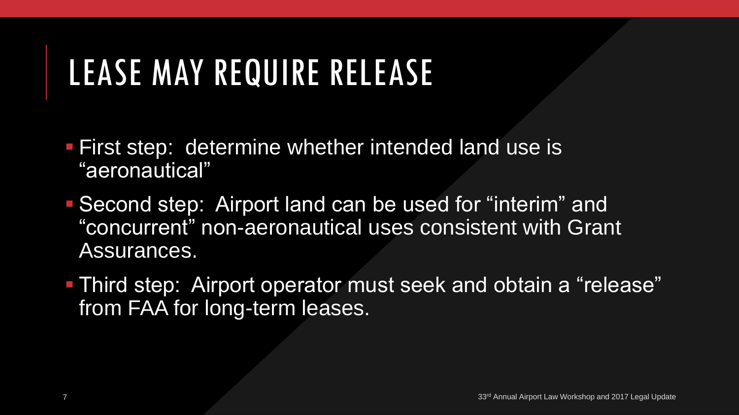# LEASE MAY REQUIRE RELEASE

- First step: determine whether intended land use is "aeronautical"
- Second step: Airport land can be used for "interim" and "concurrent" non-aeronautical uses consistent with Grant Assurances.
- Third step: Airport operator must seek and obtain a "release" from FAA for long-term leases.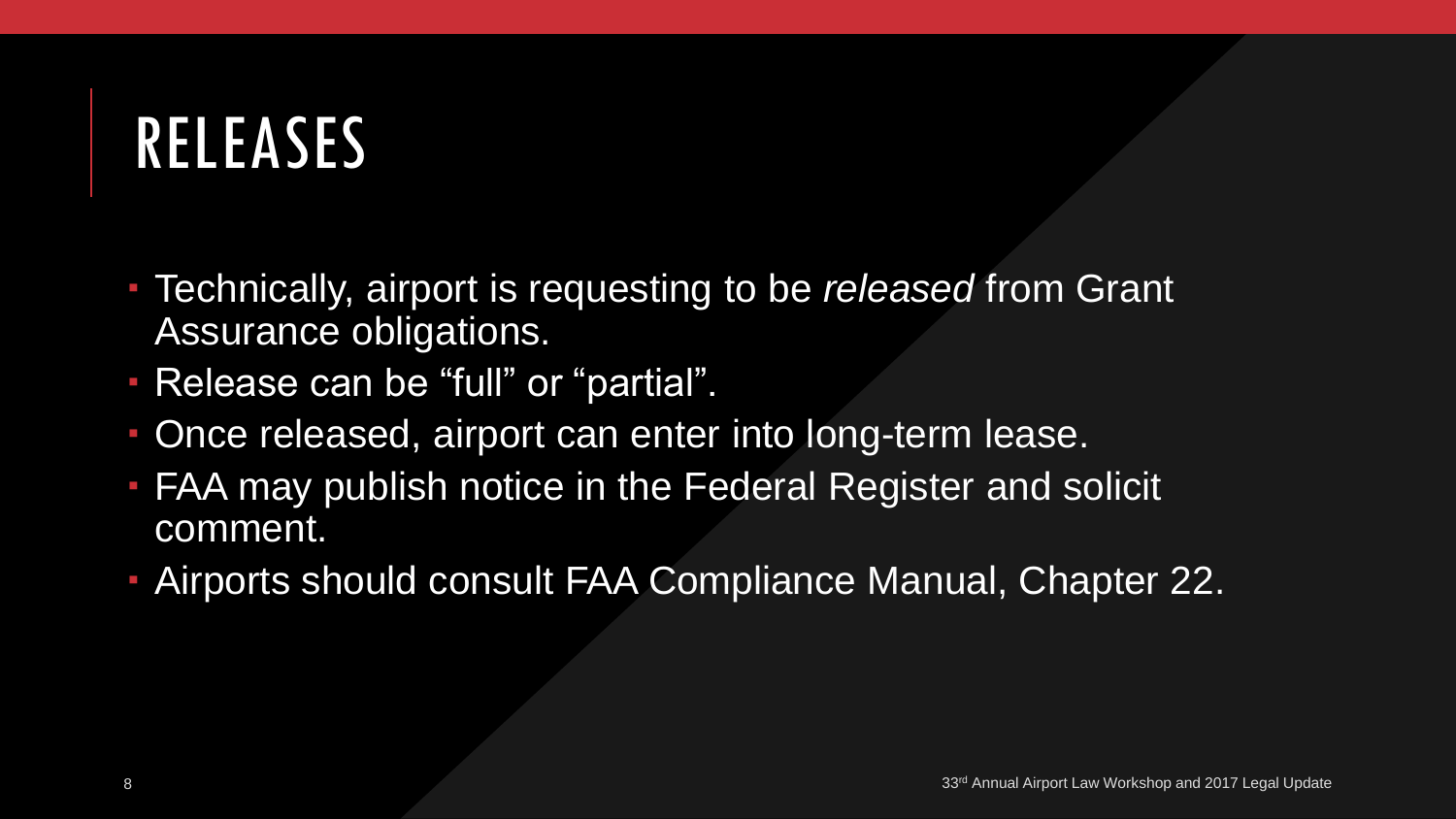# RELEASES

- Technically, airport is requesting to be *released* from Grant Assurance obligations.
- Release can be "full" or "partial".
- Once released, airport can enter into long-term lease.
- FAA may publish notice in the Federal Register and solicit comment.
- Airports should consult FAA Compliance Manual, Chapter 22.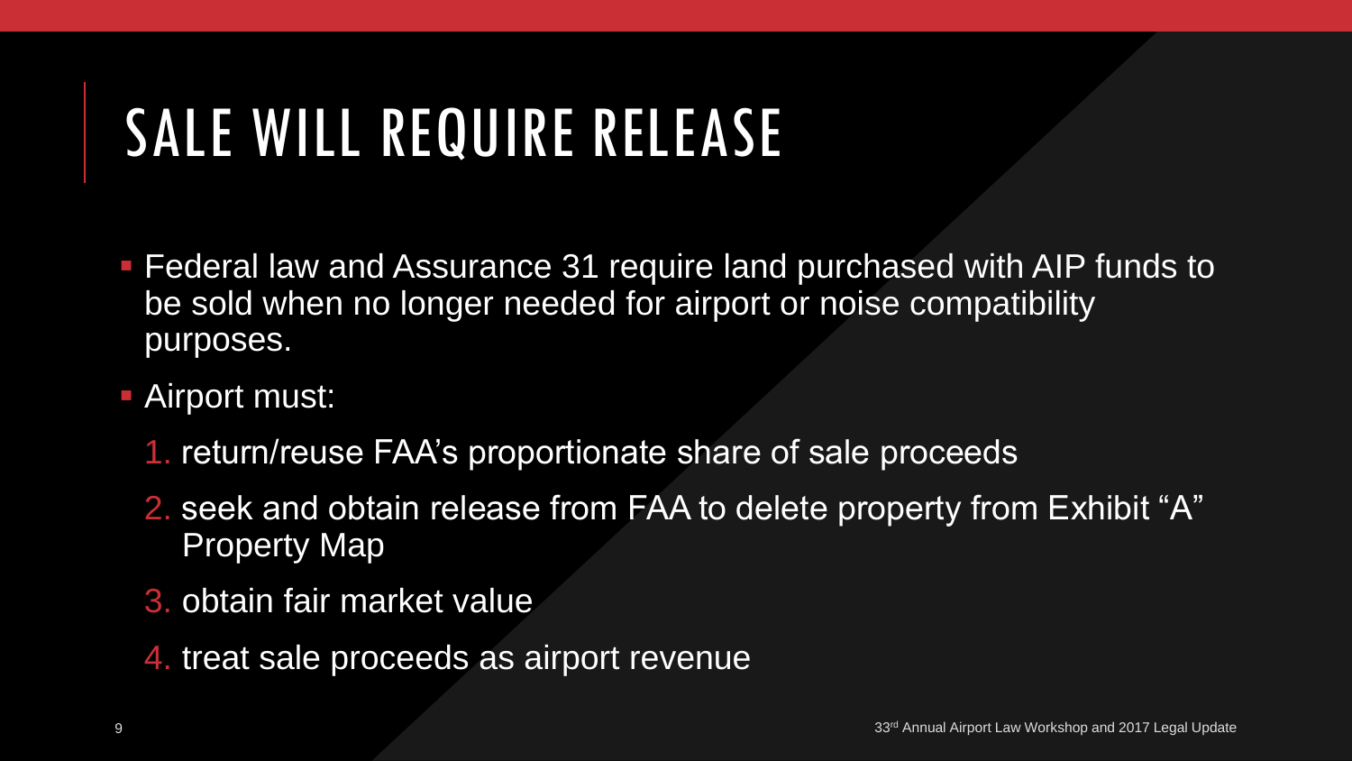# SALE WILL REQUIRE RELEASE

- Federal law and Assurance 31 require land purchased with AIP funds to be sold when no longer needed for airport or noise compatibility purposes.
- Airport must:
  1. return/reuse FAA's proportionate share of sale proceeds
  2. seek and obtain release from FAA to delete property from Exhibit "A" Property Map
  3. obtain fair market value
  4. treat sale proceeds as airport revenue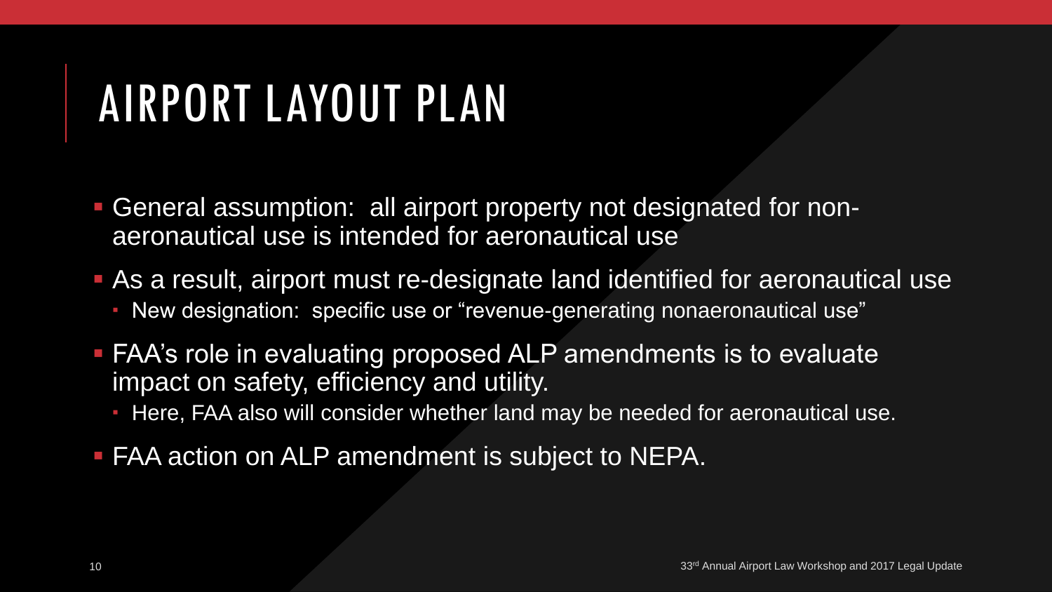# AIRPORT LAYOUT PLAN

- General assumption: all airport property not designated for non-aeronautical use is intended for aeronautical use
- As a result, airport must re-designate land identified for aeronautical use
  - New designation: specific use or "revenue-generating nonaeronautical use"
- FAA's role in evaluating proposed ALP amendments is to evaluate impact on safety, efficiency and utility.
  - Here, FAA also will consider whether land may be needed for aeronautical use.
- FAA action on ALP amendment is subject to NEPA.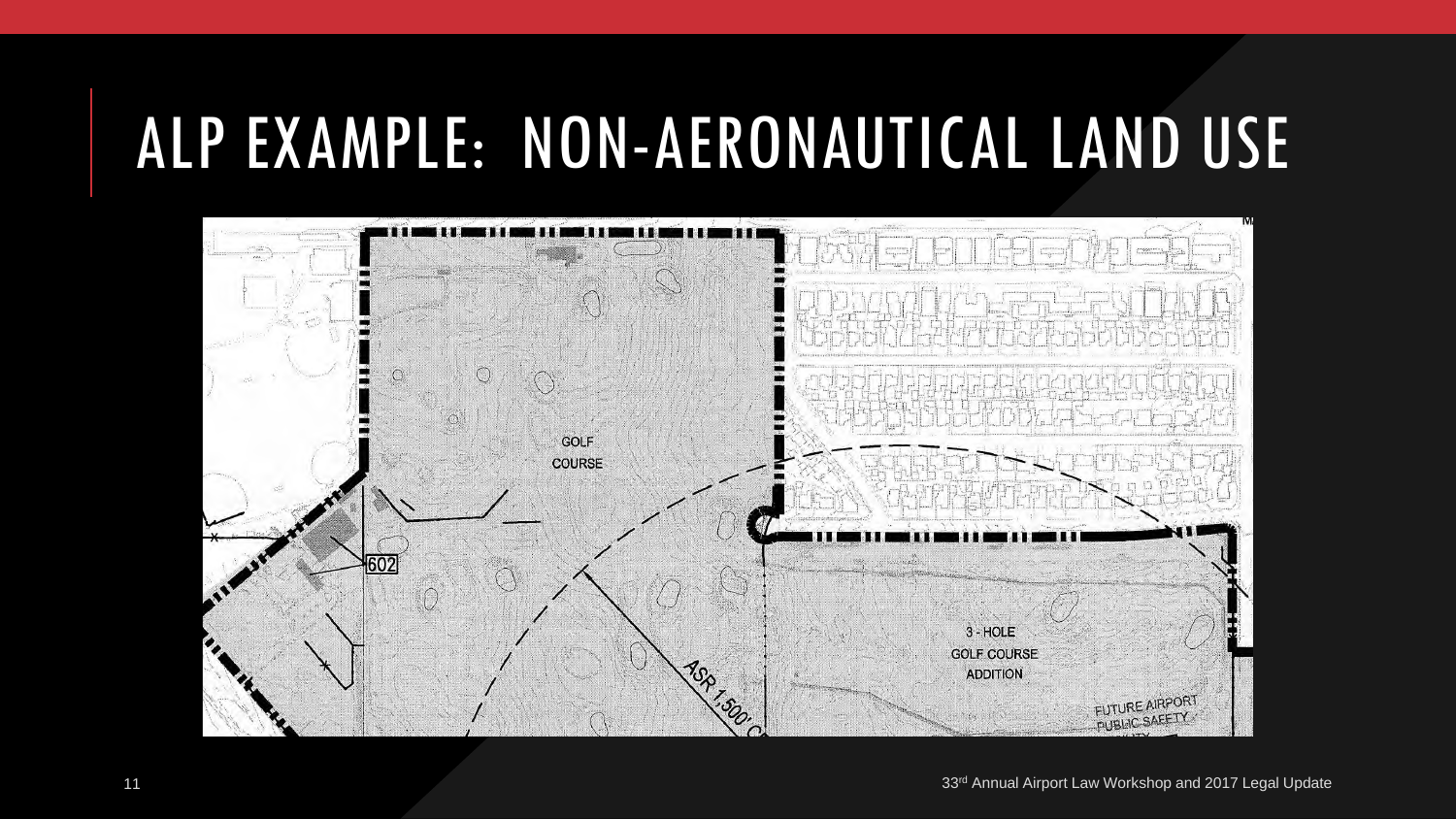# ALP EXAMPLE: NON-AERONAUTICAL LAND USE

GOLF COURSE

602

ASR 1,500' C

3 - HOLE GOLF COURSE ADDITION

FUTURE AIRPORT PUBLIC SAFETY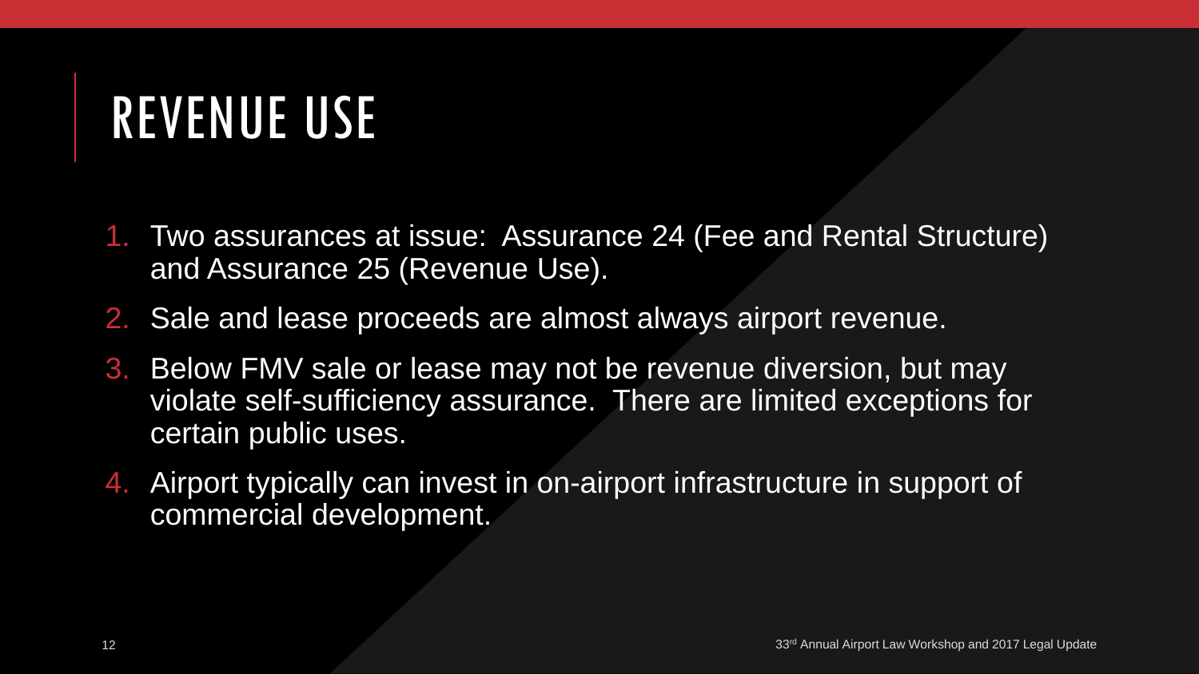# REVENUE USE

1. Two assurances at issue: Assurance 24 (Fee and Rental Structure) and Assurance 25 (Revenue Use).
2. Sale and lease proceeds are almost always airport revenue.
3. Below FMV sale or lease may not be revenue diversion, but may violate self-sufficiency assurance. There are limited exceptions for certain public uses.
4. Airport typically can invest in on-airport infrastructure in support of commercial development.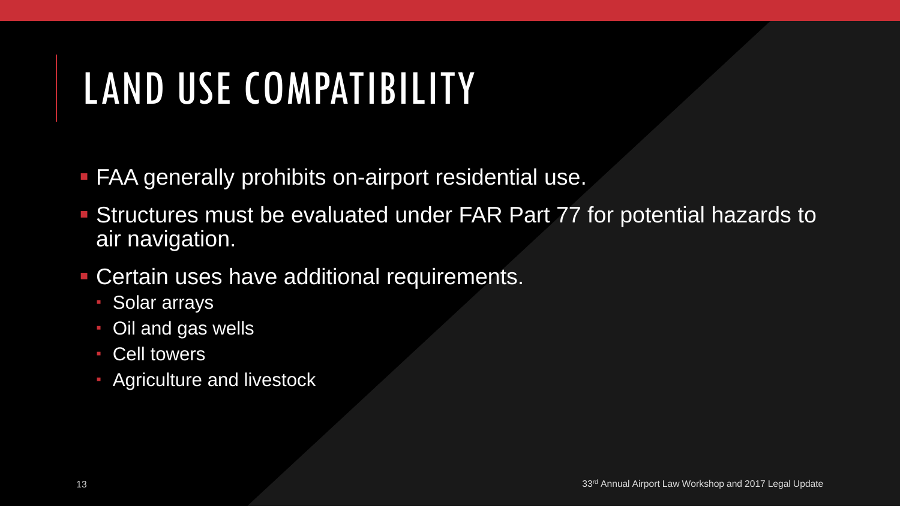# LAND USE COMPATIBILITY

- FAA generally prohibits on-airport residential use.
- Structures must be evaluated under FAR Part 77 for potential hazards to air navigation.
- Certain uses have additional requirements.
  - Solar arrays
  - Oil and gas wells
  - Cell towers
  - Agriculture and livestock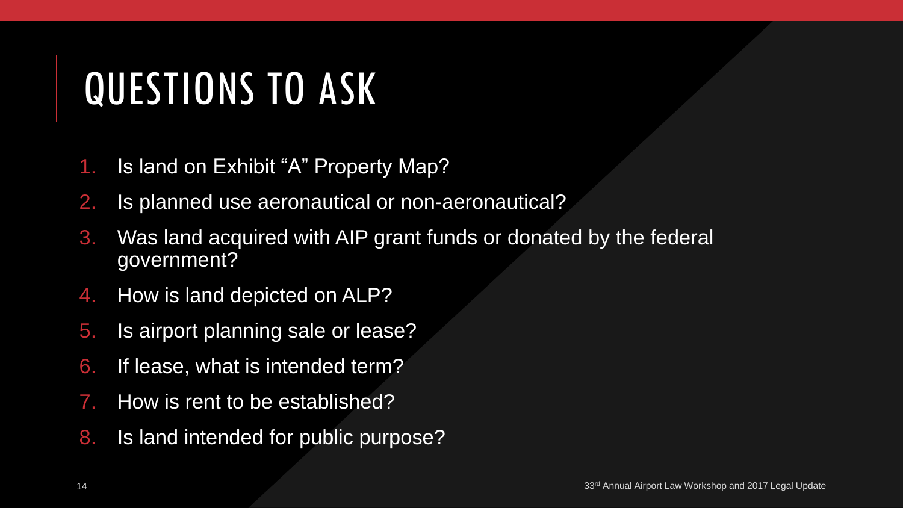# QUESTIONS TO ASK

1. Is land on Exhibit "A" Property Map?
2. Is planned use aeronautical or non-aeronautical?
3. Was land acquired with AIP grant funds or donated by the federal government?
4. How is land depicted on ALP?
5. Is airport planning sale or lease?
6. If lease, what is intended term?
7. How is rent to be established?
8. Is land intended for public purpose?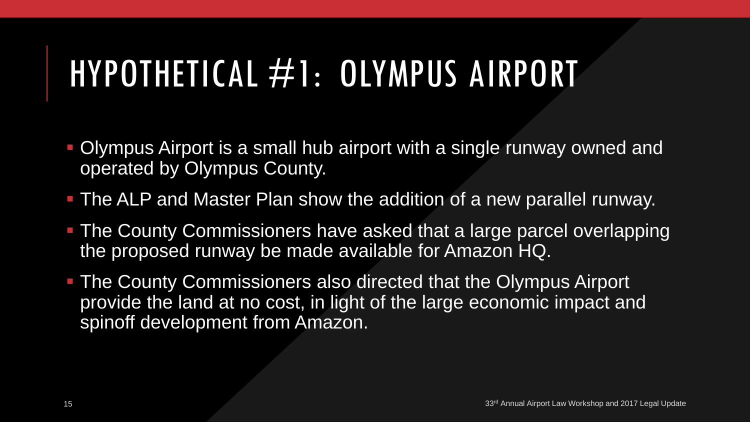# HYPOTHETICAL #1: OLYMPUS AIRPORT

- Olympus Airport is a small hub airport with a single runway owned and operated by Olympus County.
- The ALP and Master Plan show the addition of a new parallel runway.
- The County Commissioners have asked that a large parcel overlapping the proposed runway be made available for Amazon HQ.
- The County Commissioners also directed that the Olympus Airport provide the land at no cost, in light of the large economic impact and spinoff development from Amazon.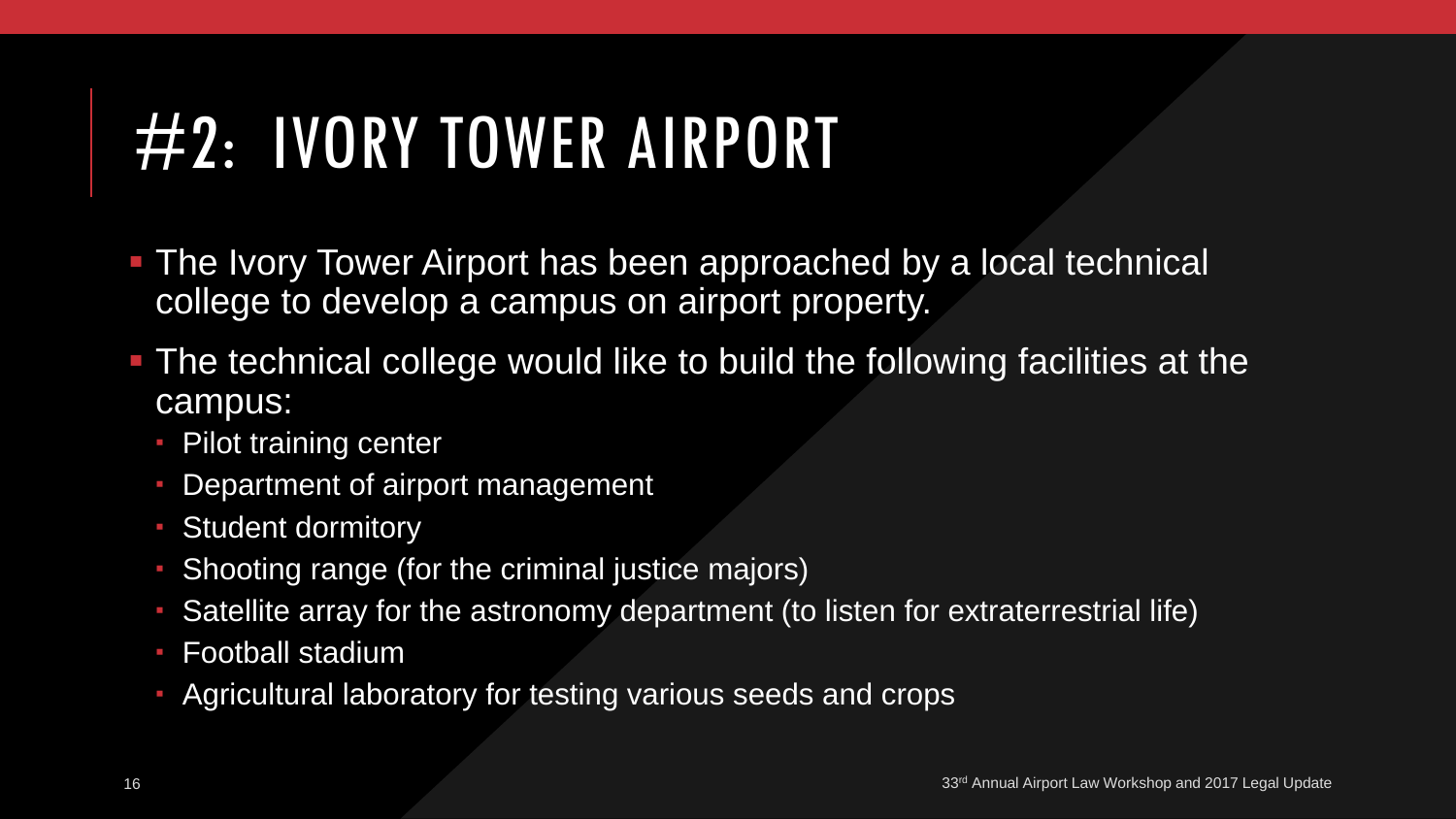# #2: IVORY TOWER AIRPORT

- The Ivory Tower Airport has been approached by a local technical college to develop a campus on airport property.
- The technical college would like to build the following facilities at the campus:
  - Pilot training center
  - Department of airport management
  - Student dormitory
  - Shooting range (for the criminal justice majors)
  - Satellite array for the astronomy department (to listen for extraterrestrial life)
  - Football stadium
  - Agricultural laboratory for testing various seeds and crops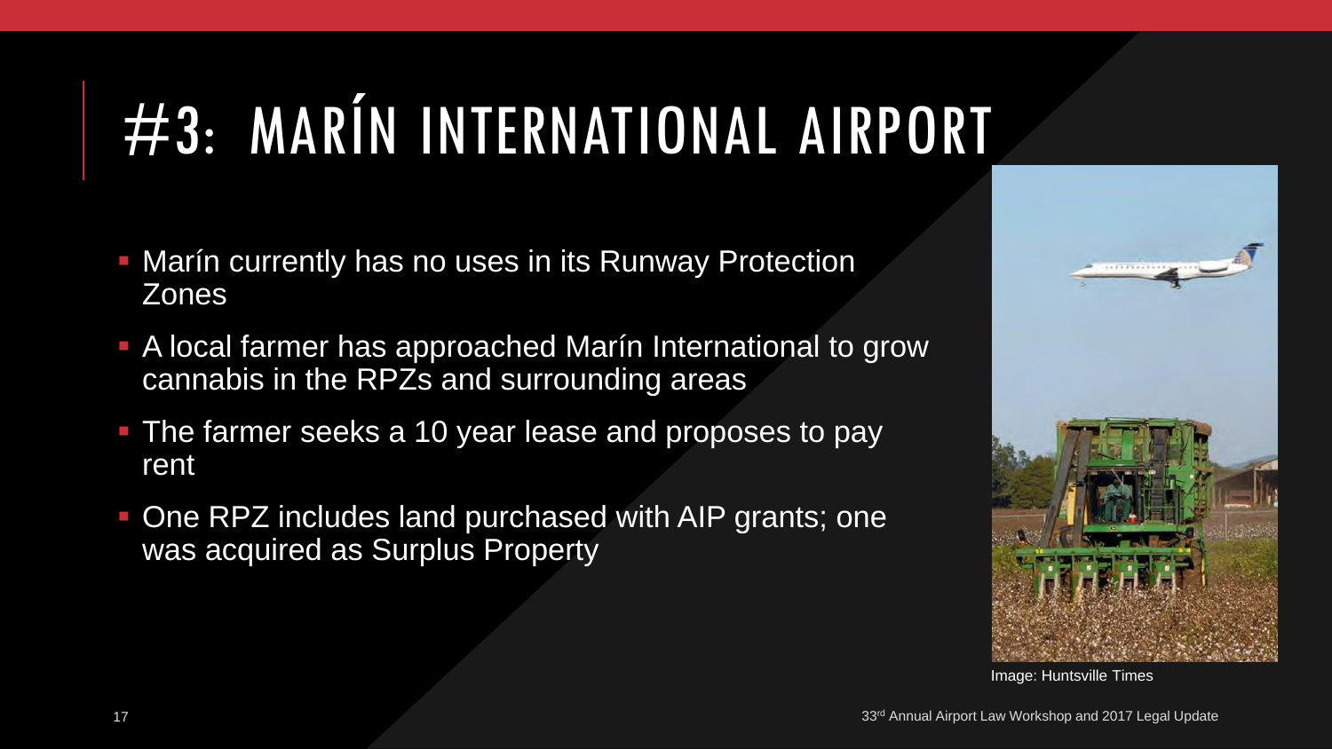# #3: MARÍN INTERNATIONAL AIRPORT

- Marín currently has no uses in its Runway Protection Zones
- A local farmer has approached Marín International to grow cannabis in the RPZs and surrounding areas
- The farmer seeks a 10 year lease and proposes to pay rent
- One RPZ includes land purchased with AIP grants; one was acquired as Surplus Property

Image: Huntsville Times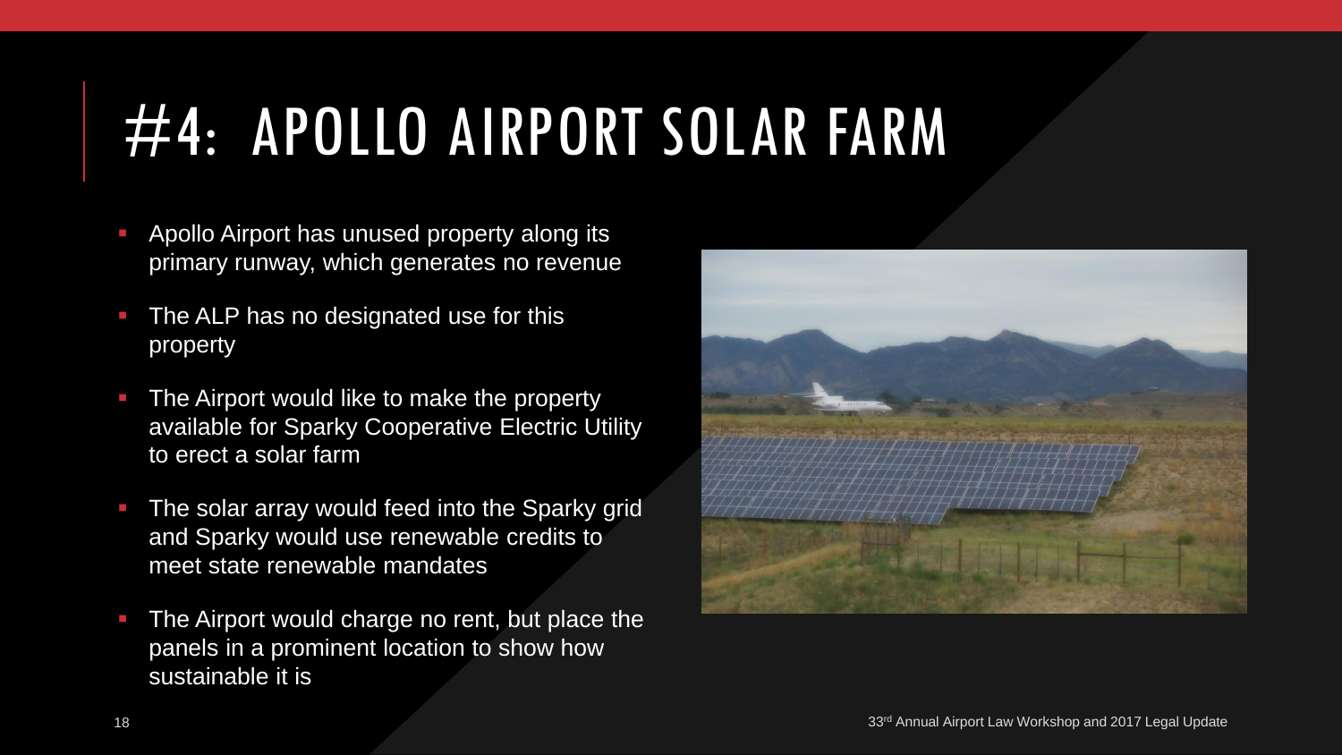# #4: APOLLO AIRPORT SOLAR FARM

- Apollo Airport has unused property along its primary runway, which generates no revenue
- The ALP has no designated use for this property
- The Airport would like to make the property available for Sparky Cooperative Electric Utility to erect a solar farm
- The solar array would feed into the Sparky grid and Sparky would use renewable credits to meet state renewable mandates
- The Airport would charge no rent, but place the panels in a prominent location to show how sustainable it is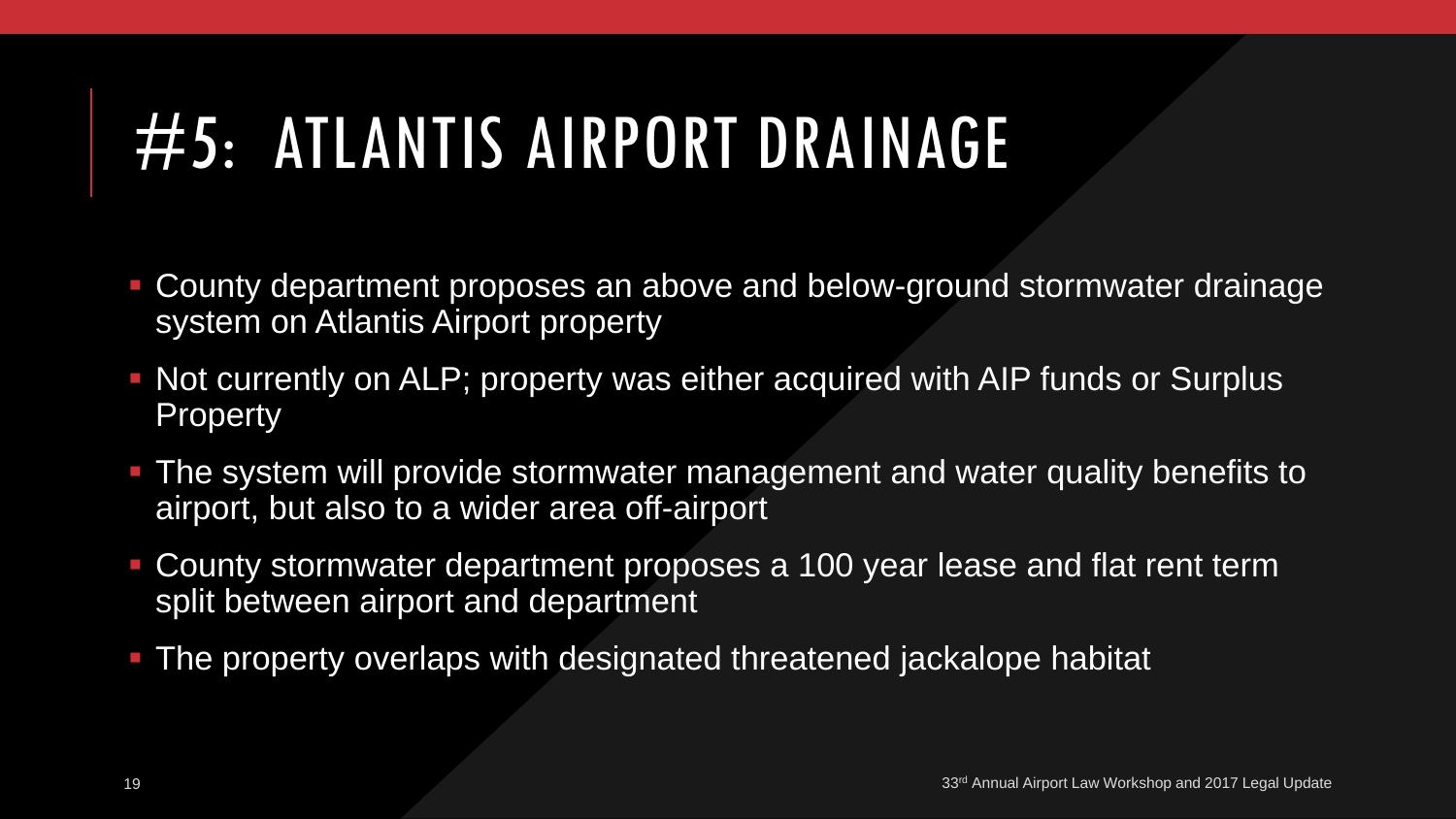# #5: ATLANTIS AIRPORT DRAINAGE

- County department proposes an above and below-ground stormwater drainage system on Atlantis Airport property
- Not currently on ALP; property was either acquired with AIP funds or Surplus Property
- The system will provide stormwater management and water quality benefits to airport, but also to a wider area off-airport
- County stormwater department proposes a 100 year lease and flat rent term split between airport and department
- The property overlaps with designated threatened jackalope habitat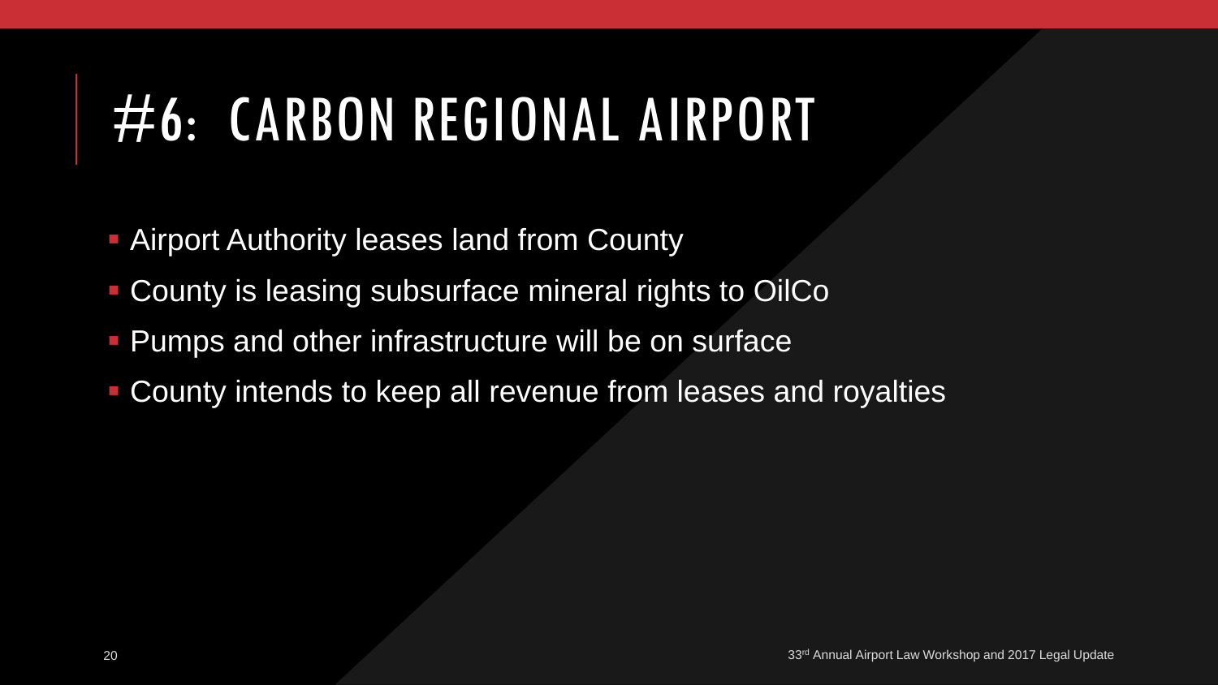# #6: CARBON REGIONAL AIRPORT

- Airport Authority leases land from County
- County is leasing subsurface mineral rights to OilCo
- Pumps and other infrastructure will be on surface
- County intends to keep all revenue from leases and royalties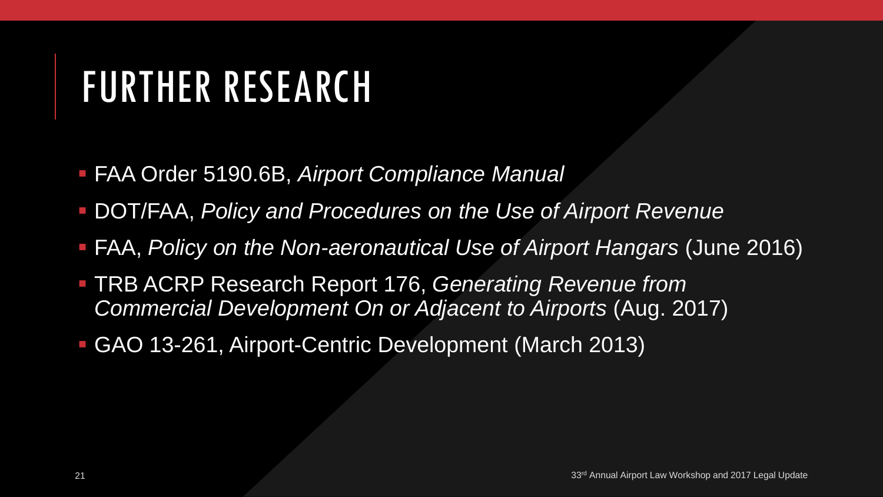# FURTHER RESEARCH

- FAA Order 5190.6B, *Airport Compliance Manual*
- DOT/FAA, *Policy and Procedures on the Use of Airport Revenue*
- FAA, *Policy on the Non-aeronautical Use of Airport Hangars* (June 2016)
- TRB ACRP Research Report 176, *Generating Revenue from Commercial Development On or Adjacent to Airports* (Aug. 2017)
- GAO 13-261, Airport-Centric Development (March 2013)